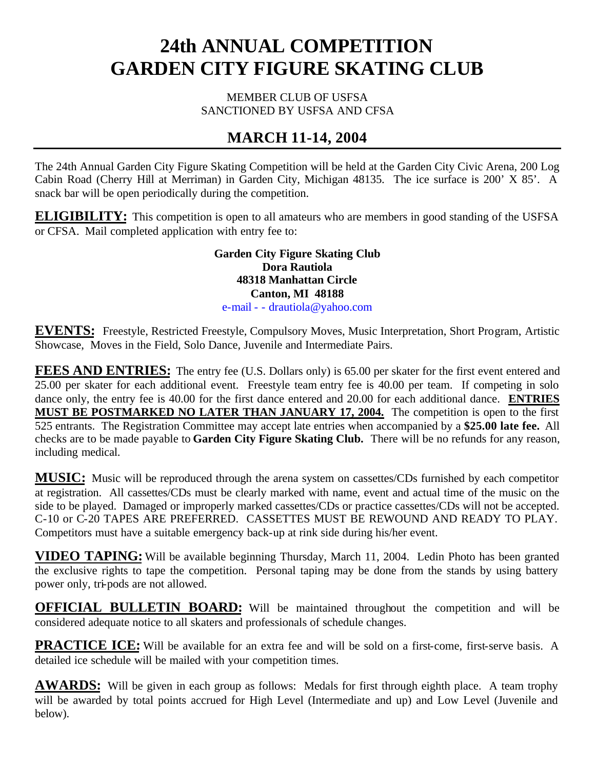# 24th ANNUAL COMPETITION
# GARDEN CITY FIGURE SKATING CLUB

MEMBER CLUB OF USFSA
SANCTIONED BY USFSA AND CFSA

## MARCH 11-14, 2004

The 24th Annual Garden City Figure Skating Competition will be held at the Garden City Civic Arena, 200 Log Cabin Road (Cherry Hill at Merriman) in Garden City, Michigan 48135. The ice surface is 200' X 85'. A snack bar will be open periodically during the competition.

**ELIGIBILITY:** This competition is open to all amateurs who are members in good standing of the USFSA or CFSA. Mail completed application with entry fee to:

**Garden City Figure Skating Club**
**Dora Rautiola**
**48318 Manhattan Circle**
**Canton, MI 48188**
e-mail - - drautiola@yahoo.com

**EVENTS:** Freestyle, Restricted Freestyle, Compulsory Moves, Music Interpretation, Short Program, Artistic Showcase, Moves in the Field, Solo Dance, Juvenile and Intermediate Pairs.

**FEES AND ENTRIES:** The entry fee (U.S. Dollars only) is 65.00 per skater for the first event entered and 25.00 per skater for each additional event. Freestyle team entry fee is 40.00 per team. If competing in solo dance only, the entry fee is 40.00 for the first dance entered and 20.00 for each additional dance. **ENTRIES MUST BE POSTMARKED NO LATER THAN JANUARY 17, 2004.** The competition is open to the first 525 entrants. The Registration Committee may accept late entries when accompanied by a **$25.00 late fee.** All checks are to be made payable to **Garden City Figure Skating Club.** There will be no refunds for any reason, including medical.

**MUSIC:** Music will be reproduced through the arena system on cassettes/CDs furnished by each competitor at registration. All cassettes/CDs must be clearly marked with name, event and actual time of the music on the side to be played. Damaged or improperly marked cassettes/CDs or practice cassettes/CDs will not be accepted. C-10 or C-20 TAPES ARE PREFERRED. CASSETTES MUST BE REWOUND AND READY TO PLAY. Competitors must have a suitable emergency back-up at rink side during his/her event.

**VIDEO TAPING:** Will be available beginning Thursday, March 11, 2004. Ledin Photo has been granted the exclusive rights to tape the competition. Personal taping may be done from the stands by using battery power only, tri-pods are not allowed.

**OFFICIAL BULLETIN BOARD:** Will be maintained throughout the competition and will be considered adequate notice to all skaters and professionals of schedule changes.

**PRACTICE ICE:** Will be available for an extra fee and will be sold on a first-come, first-serve basis. A detailed ice schedule will be mailed with your competition times.

**AWARDS:** Will be given in each group as follows: Medals for first through eighth place. A team trophy will be awarded by total points accrued for High Level (Intermediate and up) and Low Level (Juvenile and below).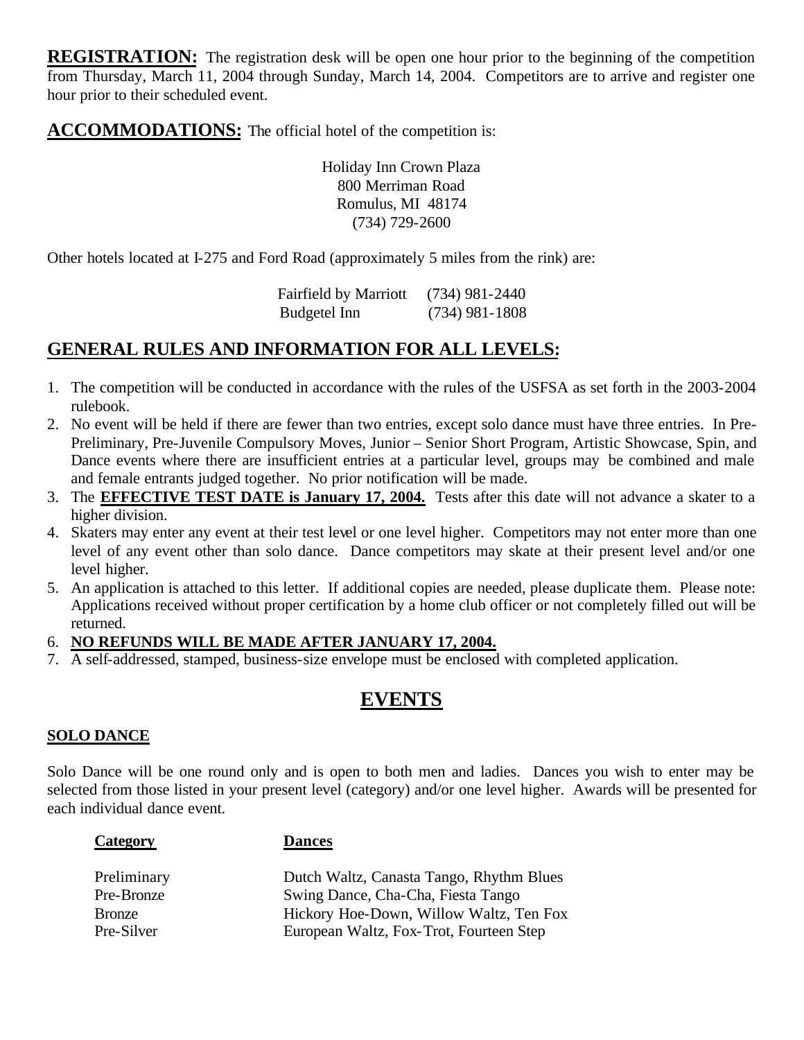**REGISTRATION:** The registration desk will be open one hour prior to the beginning of the competition from Thursday, March 11, 2004 through Sunday, March 14, 2004. Competitors are to arrive and register one hour prior to their scheduled event.

**ACCOMMODATIONS:** The official hotel of the competition is:

Holiday Inn Crown Plaza
800 Merriman Road
Romulus, MI 48174
(734) 729-2600

Other hotels located at I-275 and Ford Road (approximately 5 miles from the rink) are:

| | |
|---|---|
| Fairfield by Marriott | (734) 981-2440 |
| Budgetel Inn | (734) 981-1808 |

## GENERAL RULES AND INFORMATION FOR ALL LEVELS:

1. The competition will be conducted in accordance with the rules of the USFSA as set forth in the 2003-2004 rulebook.
2. No event will be held if there are fewer than two entries, except solo dance must have three entries. In Pre-Preliminary, Pre-Juvenile Compulsory Moves, Junior – Senior Short Program, Artistic Showcase, Spin, and Dance events where there are insufficient entries at a particular level, groups may be combined and male and female entrants judged together. No prior notification will be made.
3. The **EFFECTIVE TEST DATE is January 17, 2004.** Tests after this date will not advance a skater to a higher division.
4. Skaters may enter any event at their test level or one level higher. Competitors may not enter more than one level of any event other than solo dance. Dance competitors may skate at their present level and/or one level higher.
5. An application is attached to this letter. If additional copies are needed, please duplicate them. Please note: Applications received without proper certification by a home club officer or not completely filled out will be returned.
6. **NO REFUNDS WILL BE MADE AFTER JANUARY 17, 2004.**
7. A self-addressed, stamped, business-size envelope must be enclosed with completed application.

# EVENTS

### SOLO DANCE

Solo Dance will be one round only and is open to both men and ladies. Dances you wish to enter may be selected from those listed in your present level (category) and/or one level higher. Awards will be presented for each individual dance event.

| Category | Dances |
|---|---|
| Preliminary | Dutch Waltz, Canasta Tango, Rhythm Blues |
| Pre-Bronze | Swing Dance, Cha-Cha, Fiesta Tango |
| Bronze | Hickory Hoe-Down, Willow Waltz, Ten Fox |
| Pre-Silver | European Waltz, Fox-Trot, Fourteen Step |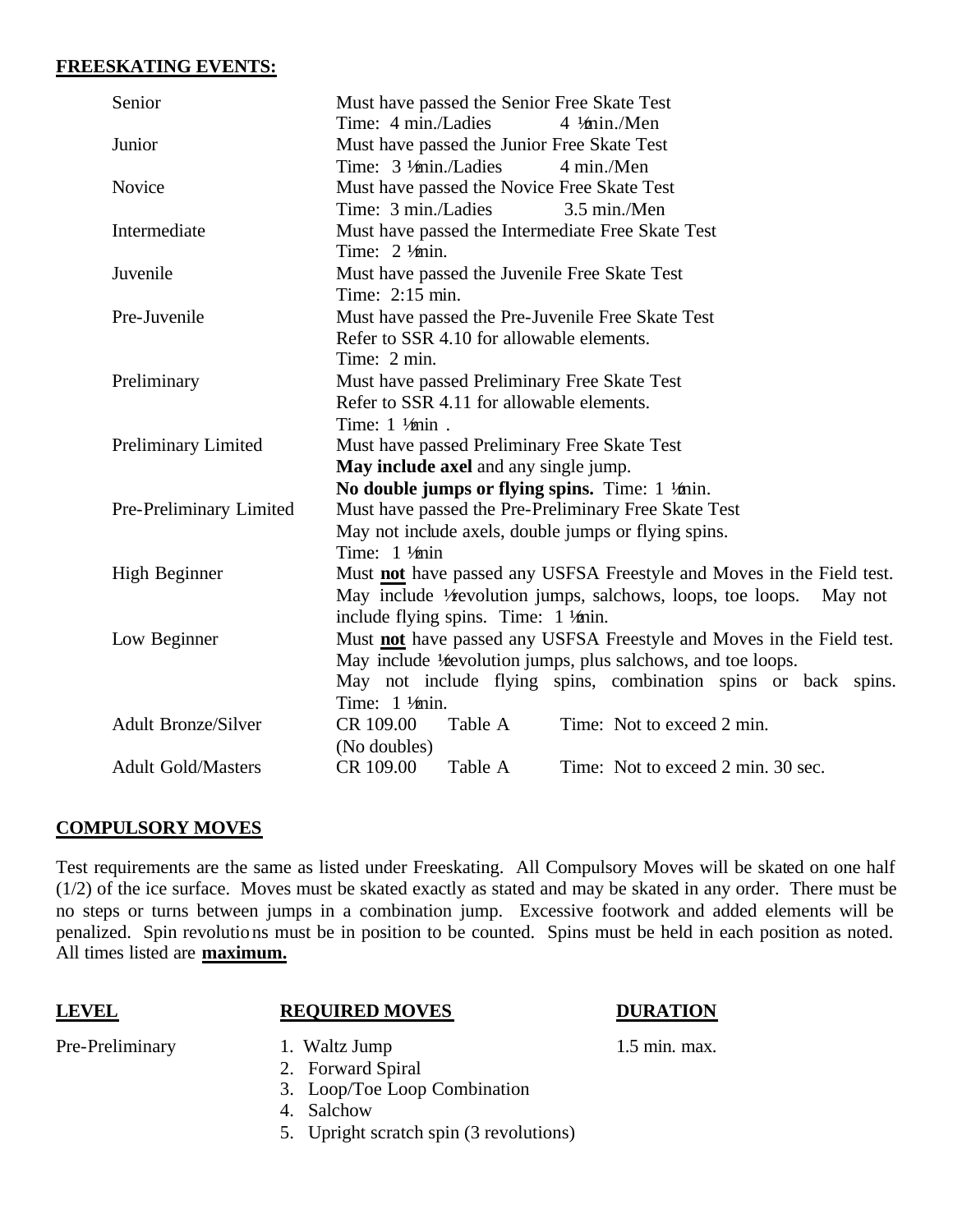**FREESKATING EVENTS:**

| | |
|---|---|
| Senior | Must have passed the Senior Free Skate Test<br>Time: 4 min./Ladies 4 ½ min./Men |
| Junior | Must have passed the Junior Free Skate Test<br>Time: 3 ½ min./Ladies 4 min./Men |
| Novice | Must have passed the Novice Free Skate Test<br>Time: 3 min./Ladies 3.5 min./Men |
| Intermediate | Must have passed the Intermediate Free Skate Test<br>Time: 2 ½ min. |
| Juvenile | Must have passed the Juvenile Free Skate Test<br>Time: 2:15 min. |
| Pre-Juvenile | Must have passed the Pre-Juvenile Free Skate Test<br>Refer to SSR 4.10 for allowable elements.<br>Time: 2 min. |
| Preliminary | Must have passed Preliminary Free Skate Test<br>Refer to SSR 4.11 for allowable elements.<br>Time: 1 ½ min . |
| Preliminary Limited | Must have passed Preliminary Free Skate Test<br>**May include axel** and any single jump.<br>**No double jumps or flying spins.** Time: 1 ½ min. |
| Pre-Preliminary Limited | Must have passed the Pre-Preliminary Free Skate Test<br>May not include axels, double jumps or flying spins.<br>Time: 1 ½ min |
| High Beginner | Must **not** have passed any USFSA Freestyle and Moves in the Field test. May include ½ revolution jumps, salchows, loops, toe loops. May not include flying spins. Time: 1 ½ min. |
| Low Beginner | Must **not** have passed any USFSA Freestyle and Moves in the Field test. May include ½ revolution jumps, plus salchows, and toe loops. May not include flying spins, combination spins or back spins. Time: 1 ½ min. |
| Adult Bronze/Silver | CR 109.00 Table A Time: Not to exceed 2 min.<br>(No doubles) |
| Adult Gold/Masters | CR 109.00 Table A Time: Not to exceed 2 min. 30 sec. |

**COMPULSORY MOVES**

Test requirements are the same as listed under Freeskating. All Compulsory Moves will be skated on one half (1/2) of the ice surface. Moves must be skated exactly as stated and may be skated in any order. There must be no steps or turns between jumps in a combination jump. Excessive footwork and added elements will be penalized. Spin revolutions must be in position to be counted. Spins must be held in each position as noted. All times listed are **maximum.**

| **LEVEL** | **REQUIRED MOVES** | **DURATION** |
|---|---|---|
| Pre-Preliminary | 1. Waltz Jump<br>2. Forward Spiral<br>3. Loop/Toe Loop Combination<br>4. Salchow<br>5. Upright scratch spin (3 revolutions) | 1.5 min. max. |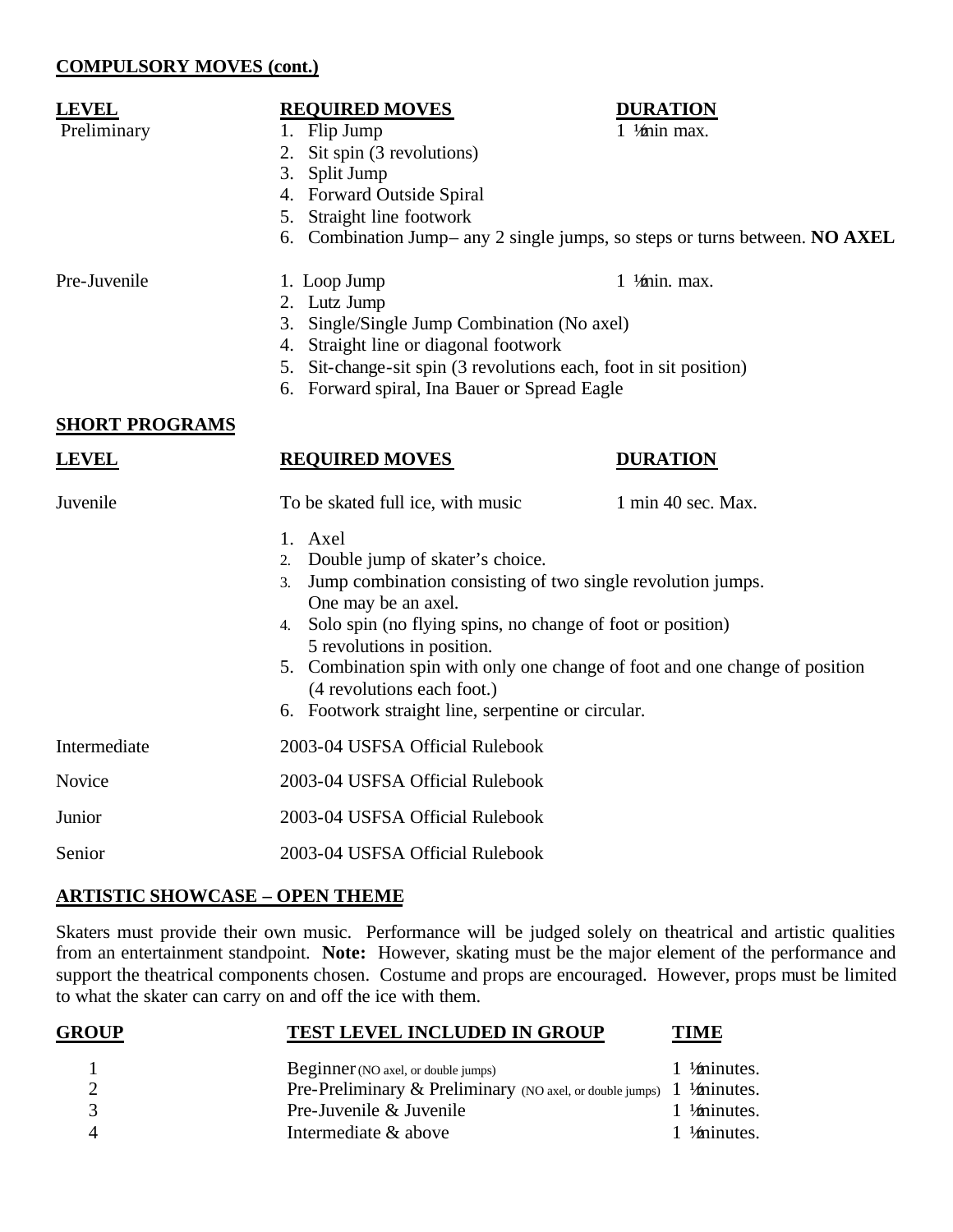**COMPULSORY MOVES (cont.)**

| LEVEL | REQUIRED MOVES | DURATION |
|---|---|---|
| Preliminary | 1. Flip Jump | 1 ½ min max. |
| | 2. Sit spin (3 revolutions) | |
| | 3. Split Jump | |
| | 4. Forward Outside Spiral | |
| | 5. Straight line footwork | |
| | 6. Combination Jump– any 2 single jumps, so steps or turns between. **NO AXEL** | |
| Pre-Juvenile | 1. Loop Jump | 1 ½ min. max. |
| | 2. Lutz Jump | |
| | 3. Single/Single Jump Combination (No axel) | |
| | 4. Straight line or diagonal footwork | |
| | 5. Sit-change-sit spin (3 revolutions each, foot in sit position) | |
| | 6. Forward spiral, Ina Bauer or Spread Eagle | |

**SHORT PROGRAMS**

| LEVEL | REQUIRED MOVES | DURATION |
|---|---|---|
| Juvenile | To be skated full ice, with music | 1 min 40 sec. Max. |
| | 1. Axel | |
| | 2. Double jump of skater's choice. | |
| | 3. Jump combination consisting of two single revolution jumps. One may be an axel. | |
| | 4. Solo spin (no flying spins, no change of foot or position) 5 revolutions in position. | |
| | 5. Combination spin with only one change of foot and one change of position (4 revolutions each foot.) | |
| | 6. Footwork straight line, serpentine or circular. | |
| Intermediate | 2003-04 USFSA Official Rulebook | |
| Novice | 2003-04 USFSA Official Rulebook | |
| Junior | 2003-04 USFSA Official Rulebook | |
| Senior | 2003-04 USFSA Official Rulebook | |

**ARTISTIC SHOWCASE – OPEN THEME**

Skaters must provide their own music. Performance will be judged solely on theatrical and artistic qualities from an entertainment standpoint. **Note:** However, skating must be the major element of the performance and support the theatrical components chosen. Costume and props are encouraged. However, props must be limited to what the skater can carry on and off the ice with them.

| GROUP | TEST LEVEL INCLUDED IN GROUP | TIME |
|---|---|---|
| 1 | Beginner (NO axel, or double jumps) | 1 ½ minutes. |
| 2 | Pre-Preliminary & Preliminary (NO axel, or double jumps) | 1 ½ minutes. |
| 3 | Pre-Juvenile & Juvenile | 1 ½ minutes. |
| 4 | Intermediate & above | 1 ½ minutes. |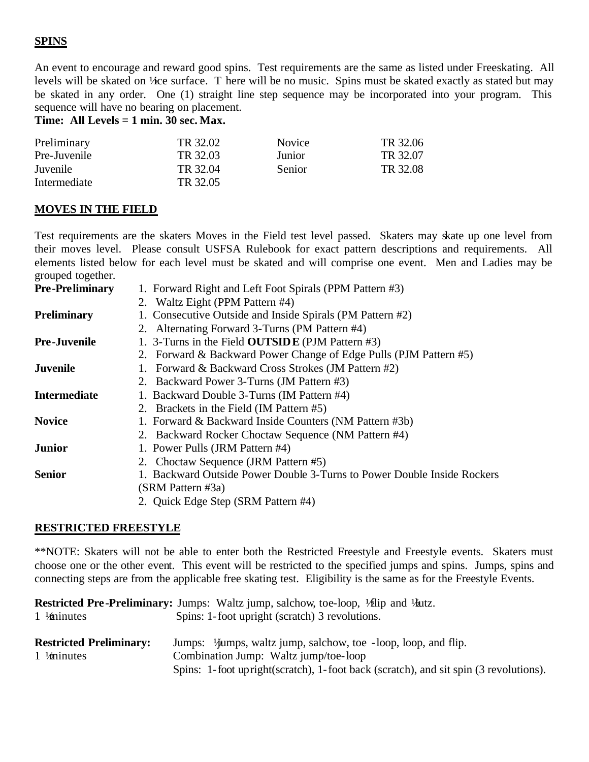## SPINS

An event to encourage and reward good spins. Test requirements are the same as listed under Freeskating. All levels will be skated on ½ ice surface. There will be no music. Spins must be skated exactly as stated but may be skated in any order. One (1) straight line step sequence may be incorporated into your program. This sequence will have no bearing on placement.

**Time: All Levels = 1 min. 30 sec. Max.**

| | | | |
|---|---|---|---|
| Preliminary | TR 32.02 | Novice | TR 32.06 |
| Pre-Juvenile | TR 32.03 | Junior | TR 32.07 |
| Juvenile | TR 32.04 | Senior | TR 32.08 |
| Intermediate | TR 32.05 | | |

## MOVES IN THE FIELD

Test requirements are the skaters Moves in the Field test level passed. Skaters may skate up one level from their moves level. Please consult USFSA Rulebook for exact pattern descriptions and requirements. All elements listed below for each level must be skated and will comprise one event. Men and Ladies may be grouped together.

**Pre-Preliminary**
1. Forward Right and Left Foot Spirals (PPM Pattern #3)
2. Waltz Eight (PPM Pattern #4)

**Preliminary**
1. Consecutive Outside and Inside Spirals (PM Pattern #2)
2. Alternating Forward 3-Turns (PM Pattern #4)

**Pre-Juvenile**
1. 3-Turns in the Field **OUTSIDE** (PJM Pattern #3)
2. Forward & Backward Power Change of Edge Pulls (PJM Pattern #5)

**Juvenile**
1. Forward & Backward Cross Strokes (JM Pattern #2)
2. Backward Power 3-Turns (JM Pattern #3)

**Intermediate**
1. Backward Double 3-Turns (IM Pattern #4)
2. Brackets in the Field (IM Pattern #5)

**Novice**
1. Forward & Backward Inside Counters (NM Pattern #3b)
2. Backward Rocker Choctaw Sequence (NM Pattern #4)

**Junior**
1. Power Pulls (JRM Pattern #4)
2. Choctaw Sequence (JRM Pattern #5)

**Senior**
1. Backward Outside Power Double 3-Turns to Power Double Inside Rockers (SRM Pattern #3a)
2. Quick Edge Step (SRM Pattern #4)

## RESTRICTED FREESTYLE

**NOTE: Skaters will not be able to enter both the Restricted Freestyle and Freestyle events. Skaters must choose one or the other event. This event will be restricted to the specified jumps and spins. Jumps, spins and connecting steps are from the applicable free skating test. Eligibility is the same as for the Freestyle Events.

**Restricted Pre-Preliminary:** Jumps: Waltz jump, salchow, toe-loop, ½ flip and ½ lutz.
1 ½ minutes — Spins: 1-foot upright (scratch) 3 revolutions.

**Restricted Preliminary:** Jumps: ½ jumps, waltz jump, salchow, toe -loop, loop, and flip.
1 ½ minutes — Combination Jump: Waltz jump/toe-loop
Spins: 1-foot upright(scratch), 1-foot back (scratch), and sit spin (3 revolutions).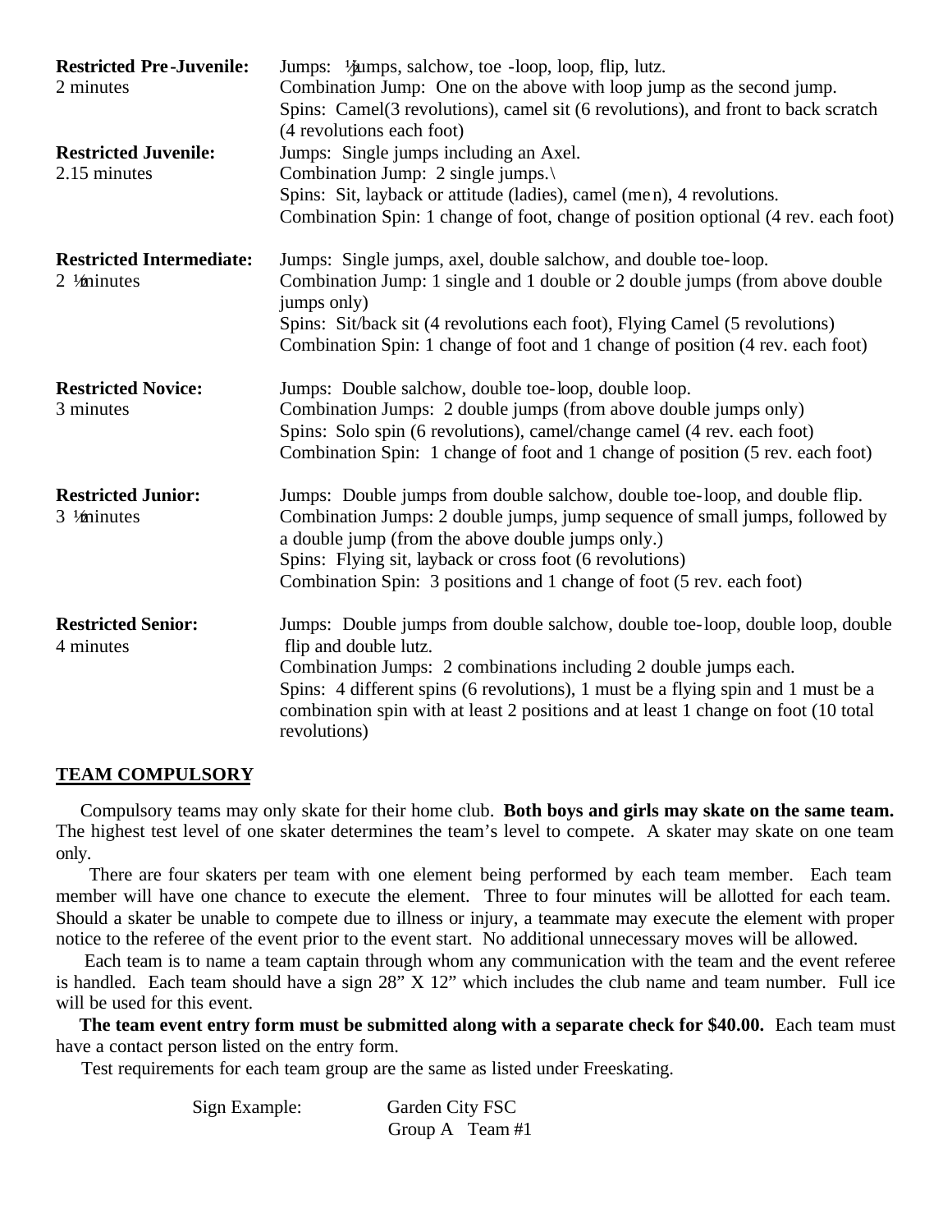**Restricted Pre-Juvenile:**
2 minutes

Jumps: ½ jumps, salchow, toe -loop, loop, flip, lutz.
Combination Jump: One on the above with loop jump as the second jump.
Spins: Camel(3 revolutions), camel sit (6 revolutions), and front to back scratch (4 revolutions each foot)

**Restricted Juvenile:**
2.15 minutes

Jumps: Single jumps including an Axel.
Combination Jump: 2 single jumps.\
Spins: Sit, layback or attitude (ladies), camel (men), 4 revolutions.
Combination Spin: 1 change of foot, change of position optional (4 rev. each foot)

**Restricted Intermediate:**
2 ½ minutes

Jumps: Single jumps, axel, double salchow, and double toe-loop.
Combination Jump: 1 single and 1 double or 2 double jumps (from above double jumps only)
Spins: Sit/back sit (4 revolutions each foot), Flying Camel (5 revolutions)
Combination Spin: 1 change of foot and 1 change of position (4 rev. each foot)

**Restricted Novice:**
3 minutes

Jumps: Double salchow, double toe-loop, double loop.
Combination Jumps: 2 double jumps (from above double jumps only)
Spins: Solo spin (6 revolutions), camel/change camel (4 rev. each foot)
Combination Spin: 1 change of foot and 1 change of position (5 rev. each foot)

**Restricted Junior:**
3 ½ minutes

Jumps: Double jumps from double salchow, double toe-loop, and double flip.
Combination Jumps: 2 double jumps, jump sequence of small jumps, followed by a double jump (from the above double jumps only.)
Spins: Flying sit, layback or cross foot (6 revolutions)
Combination Spin: 3 positions and 1 change of foot (5 rev. each foot)

**Restricted Senior:**
4 minutes

Jumps: Double jumps from double salchow, double toe-loop, double loop, double flip and double lutz.
Combination Jumps: 2 combinations including 2 double jumps each.
Spins: 4 different spins (6 revolutions), 1 must be a flying spin and 1 must be a combination spin with at least 2 positions and at least 1 change on foot (10 total revolutions)

## TEAM COMPULSORY

Compulsory teams may only skate for their home club. **Both boys and girls may skate on the same team.** The highest test level of one skater determines the team's level to compete. A skater may skate on one team only.

There are four skaters per team with one element being performed by each team member. Each team member will have one chance to execute the element. Three to four minutes will be allotted for each team. Should a skater be unable to compete due to illness or injury, a teammate may execute the element with proper notice to the referee of the event prior to the event start. No additional unnecessary moves will be allowed.

Each team is to name a team captain through whom any communication with the team and the event referee is handled. Each team should have a sign 28" X 12" which includes the club name and team number. Full ice will be used for this event.

**The team event entry form must be submitted along with a separate check for $40.00.** Each team must have a contact person listed on the entry form.

Test requirements for each team group are the same as listed under Freeskating.

Sign Example: Garden City FSC
Group A Team #1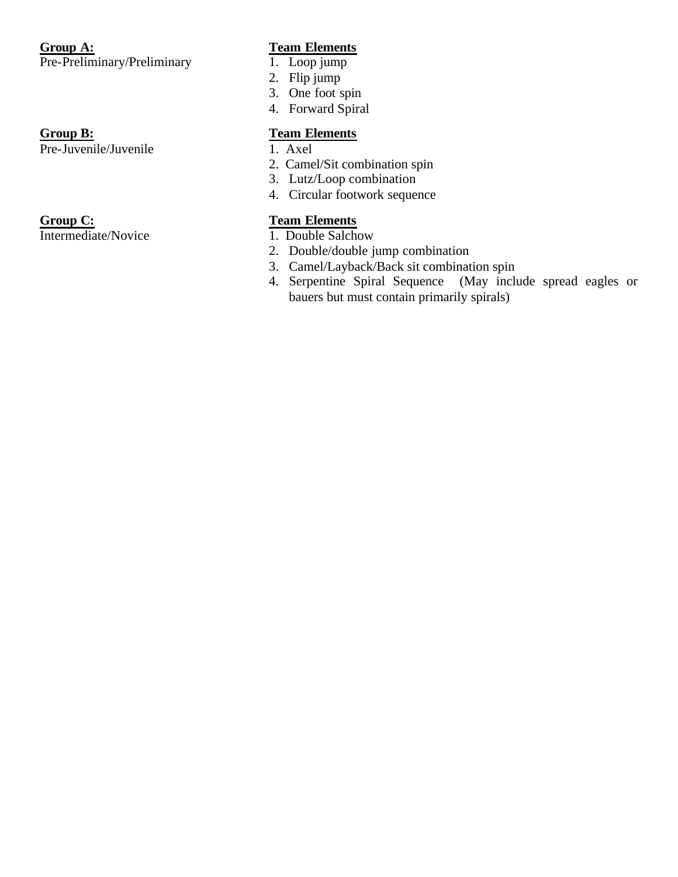**Group A:**
Pre-Preliminary/Preliminary

**Team Elements**

1. Loop jump
2. Flip jump
3. One foot spin
4. Forward Spiral

**Group B:**
Pre-Juvenile/Juvenile

**Team Elements**

1. Axel
2. Camel/Sit combination spin
3. Lutz/Loop combination
4. Circular footwork sequence

**Group C:**
Intermediate/Novice

**Team Elements**

1. Double Salchow
2. Double/double jump combination
3. Camel/Layback/Back sit combination spin
4. Serpentine Spiral Sequence (May include spread eagles or bauers but must contain primarily spirals)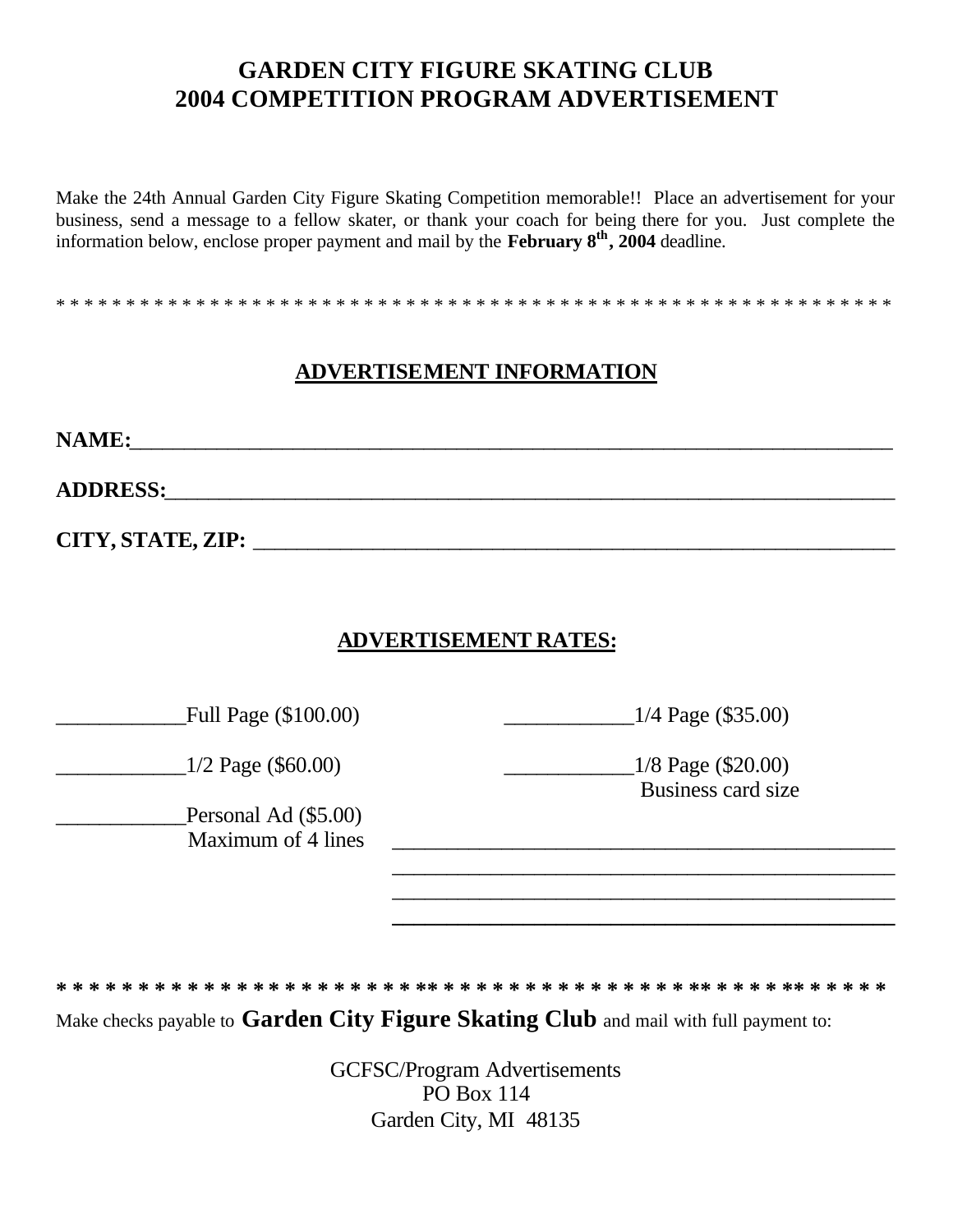# GARDEN CITY FIGURE SKATING CLUB
# 2004 COMPETITION PROGRAM ADVERTISEMENT

Make the 24th Annual Garden City Figure Skating Competition memorable!! Place an advertisement for your business, send a message to a fellow skater, or thank your coach for being there for you. Just complete the information below, enclose proper payment and mail by the **February 8th, 2004** deadline.

* * * * * * * * * * * * * * * * * * * * * * * * * * * * * * * * * * * * * * * * * * * * * * * * * * * * * * * * * * * * *

## ADVERTISEMENT INFORMATION

**NAME:**_______________________________________________________________________

**ADDRESS:**____________________________________________________________________

**CITY, STATE, ZIP:** ______________________________________________________________

## ADVERTISEMENT RATES:

____________Full Page ($100.00)

____________1/4 Page ($35.00)

____________1/2 Page ($60.00)

____________1/8 Page ($20.00)
Business card size

____________Personal Ad ($5.00)
Maximum of 4 lines

______________________________________________
______________________________________________
______________________________________________
______________________________________________

**\* \* \* \* \* \* \* \* \* \* \* \* \* \* \* \* \* \* \* \* \* \* \* \* \* \* \* \* \* \* \* \* \* \* \* \* \* \* \* \* \* \* \* \* \* \* \* \* \* \* \* \* \* \* \* \* \* \* \* \* \***

Make checks payable to **Garden City Figure Skating Club** and mail with full payment to:

GCFSC/Program Advertisements
PO Box 114
Garden City, MI 48135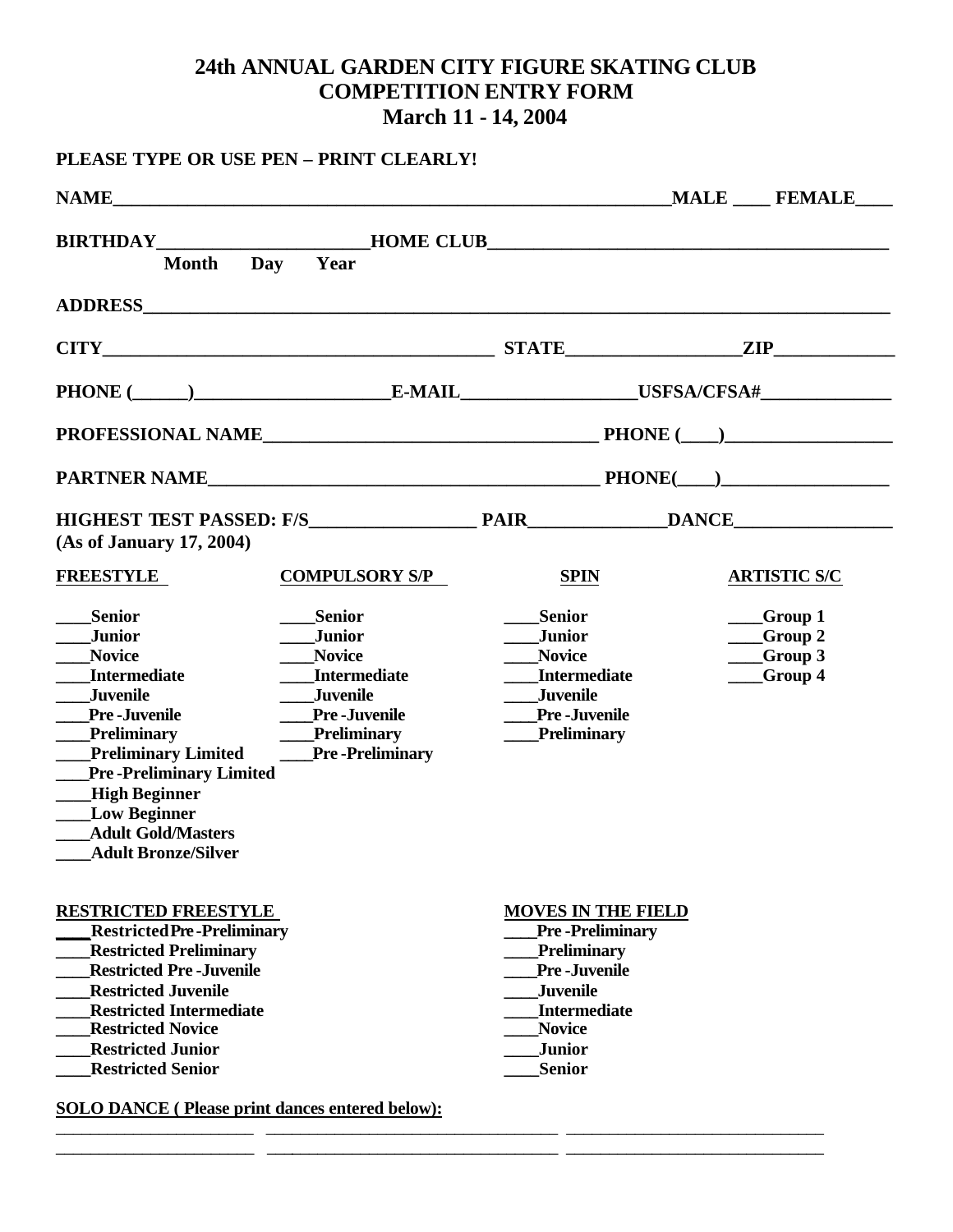# 24th ANNUAL GARDEN CITY FIGURE SKATING CLUB
# COMPETITION ENTRY FORM
# March 11 - 14, 2004

**PLEASE TYPE OR USE PEN – PRINT CLEARLY!**

**NAME**_____________________________________________________________**MALE** ____ **FEMALE**____

**BIRTHDAY**______________________**HOME CLUB**____________________________________________
**Month Day Year**

**ADDRESS**____________________________________________________________________________________

**CITY**__________________________________________ **STATE**__________________**ZIP**____________

**PHONE (**______**)**____________________**E-MAIL**__________________**USFSA/CFSA#**______________

**PROFESSIONAL NAME**____________________________________ **PHONE (**____**)**__________________

**PARTNER NAME**__________________________________________ **PHONE(**____**)**__________________

**HIGHEST TEST PASSED: F/S**__________________ **PAIR**______________**DANCE**_________________
**(As of January 17, 2004)**

| FREESTYLE | COMPULSORY S/P | SPIN | ARTISTIC S/C |
|---|---|---|---|
| ____Senior | ____Senior | ____Senior | ____Group 1 |
| ____Junior | ____Junior | ____Junior | ____Group 2 |
| ____Novice | ____Novice | ____Novice | ____Group 3 |
| ____Intermediate | ____Intermediate | ____Intermediate | ____Group 4 |
| ____Juvenile | ____Juvenile | ____Juvenile | |
| ____Pre-Juvenile | ____Pre-Juvenile | ____Pre-Juvenile | |
| ____Preliminary | ____Preliminary | ____Preliminary | |
| ____Preliminary Limited | ____Pre-Preliminary | | |
| ____Pre-Preliminary Limited | | | |
| ____High Beginner | | | |
| ____Low Beginner | | | |
| ____Adult Gold/Masters | | | |
| ____Adult Bronze/Silver | | | |

| RESTRICTED FREESTYLE | MOVES IN THE FIELD |
|---|---|
| ____Restricted Pre-Preliminary | ____Pre-Preliminary |
| ____Restricted Preliminary | ____Preliminary |
| ____Restricted Pre-Juvenile | ____Pre-Juvenile |
| ____Restricted Juvenile | ____Juvenile |
| ____Restricted Intermediate | ____Intermediate |
| ____Restricted Novice | ____Novice |
| ____Restricted Junior | ____Junior |
| ____Restricted Senior | ____Senior |

**SOLO DANCE ( Please print dances entered below):**

_______________________ _________________________________ ______________________________
_______________________ _________________________________ ______________________________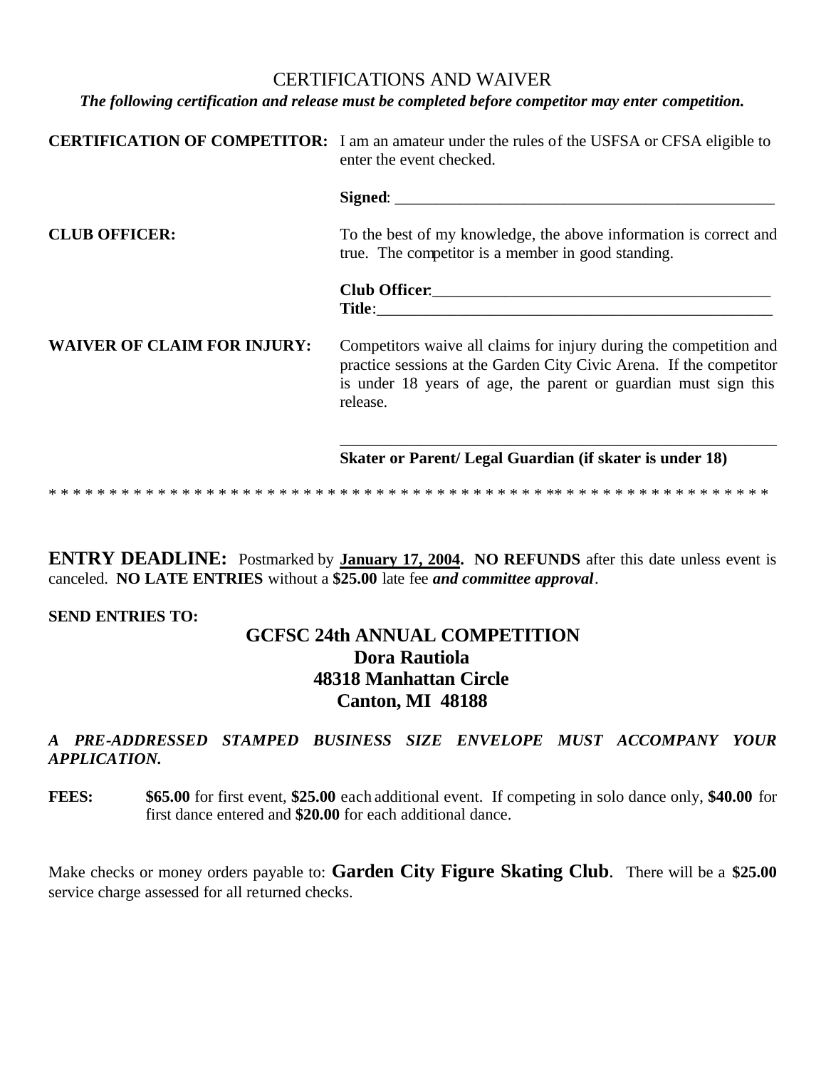# CERTIFICATIONS AND WAIVER

***The following certification and release must be completed before competitor may enter competition.***

**CERTIFICATION OF COMPETITOR:** I am an amateur under the rules of the USFSA or CFSA eligible to enter the event checked.

**Signed**: ______________________________________________

**CLUB OFFICER:** To the best of my knowledge, the above information is correct and true. The competitor is a member in good standing.

**Club Officer**:__________________________________________

**Title**:_______________________________________________

**WAIVER OF CLAIM FOR INJURY:** Competitors waive all claims for injury during the competition and practice sessions at the Garden City Civic Arena. If the competitor is under 18 years of age, the parent or guardian must sign this release.

_________________________________________________

**Skater or Parent/ Legal Guardian (if skater is under 18)**

* * * * * * * * * * * * * * * * * * * * * * * * * * * * * * * * * * * * * * * * * * * * * * * * * * * * * * * * * * * * * *

**ENTRY DEADLINE:** Postmarked by **January 17, 2004. NO REFUNDS** after this date unless event is canceled. **NO LATE ENTRIES** without a **$25.00** late fee ***and committee approval***.

**SEND ENTRIES TO:**

**GCFSC 24th ANNUAL COMPETITION**
**Dora Rautiola**
**48318 Manhattan Circle**
**Canton, MI 48188**

***A PRE-ADDRESSED STAMPED BUSINESS SIZE ENVELOPE MUST ACCOMPANY YOUR APPLICATION.***

**FEES:** **$65.00** for first event, **$25.00** each additional event. If competing in solo dance only, **$40.00** for first dance entered and **$20.00** for each additional dance.

Make checks or money orders payable to: **Garden City Figure Skating Club**. There will be a **$25.00** service charge assessed for all returned checks.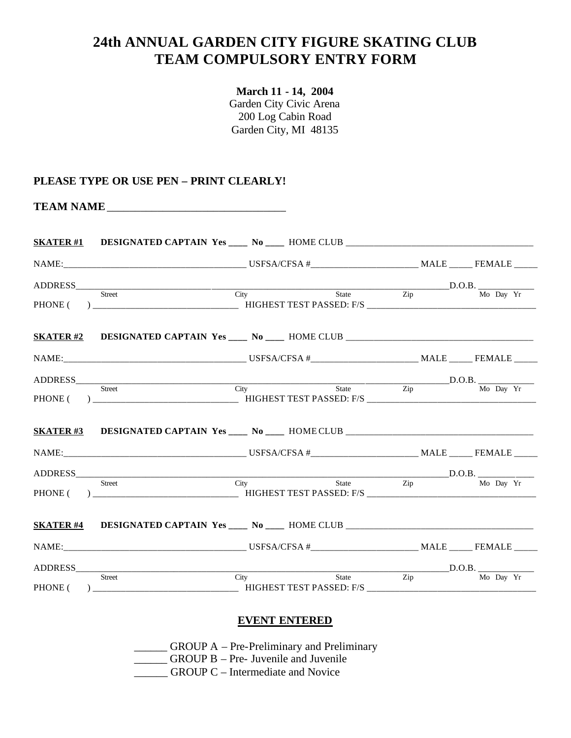# 24th ANNUAL GARDEN CITY FIGURE SKATING CLUB
# TEAM COMPULSORY ENTRY FORM

**March 11 - 14, 2004**
Garden City Civic Arena
200 Log Cabin Road
Garden City, MI 48135

**PLEASE TYPE OR USE PEN – PRINT CLEARLY!**

**TEAM NAME** _______________________________

**SKATER #1** **DESIGNATED CAPTAIN Yes ____ No ____** HOME CLUB ________________________________________

NAME:________________________________________ USFSA/CFSA #_______________________ MALE _____ FEMALE _____

ADDRESS________________________________________________________________________D.O.B. ____________
Street City State Zip Mo Day Yr

PHONE ( ) ______________________________ HIGHEST TEST PASSED: F/S ____________________________________

**SKATER #2** **DESIGNATED CAPTAIN Yes ____ No ____** HOME CLUB ________________________________________

NAME:________________________________________ USFSA/CFSA #_______________________ MALE _____ FEMALE _____

ADDRESS________________________________________________________________________D.O.B. ____________
Street City State Zip Mo Day Yr

PHONE ( ) ______________________________ HIGHEST TEST PASSED: F/S ____________________________________

**SKATER #3** **DESIGNATED CAPTAIN Yes ____ No ____** HOME CLUB ________________________________________

NAME:________________________________________ USFSA/CFSA #_______________________ MALE _____ FEMALE _____

ADDRESS________________________________________________________________________D.O.B. ____________
Street City State Zip Mo Day Yr

PHONE ( ) ______________________________ HIGHEST TEST PASSED: F/S ____________________________________

**SKATER #4** **DESIGNATED CAPTAIN Yes ____ No ____** HOME CLUB ________________________________________

NAME:________________________________________ USFSA/CFSA #_______________________ MALE _____ FEMALE _____

ADDRESS________________________________________________________________________D.O.B. ____________
Street City State Zip Mo Day Yr

PHONE ( ) ______________________________ HIGHEST TEST PASSED: F/S ____________________________________

## EVENT ENTERED

______ GROUP A – Pre-Preliminary and Preliminary
______ GROUP B – Pre- Juvenile and Juvenile
______ GROUP C – Intermediate and Novice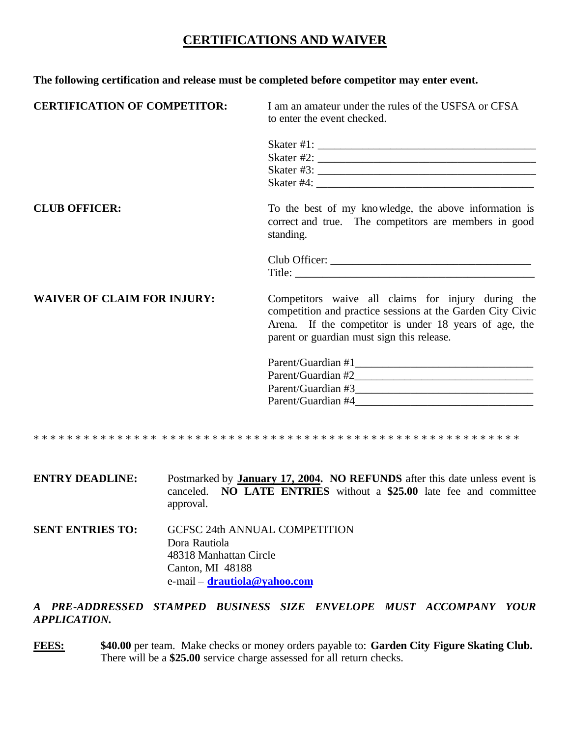# CERTIFICATIONS AND WAIVER

**The following certification and release must be completed before competitor may enter event.**

**CERTIFICATION OF COMPETITOR:** I am an amateur under the rules of the USFSA or CFSA to enter the event checked.

Skater #1: ______________________________________

Skater #2: ______________________________________

Skater #3: ______________________________________

Skater #4: ______________________________________

**CLUB OFFICER:** To the best of my knowledge, the above information is correct and true. The competitors are members in good standing.

Club Officer: ___________________________________

Title: _________________________________________

**WAIVER OF CLAIM FOR INJURY:** Competitors waive all claims for injury during the competition and practice sessions at the Garden City Civic Arena. If the competitor is under 18 years of age, the parent or guardian must sign this release.

Parent/Guardian #1_______________________________

Parent/Guardian #2_______________________________

Parent/Guardian #3_______________________________

Parent/Guardian #4_______________________________

* * * * * * * * * * * * * * * * * * * * * * * * * * * * * * * * * * * * * * * * * * * * * * * * * * * * * * * * * *

**ENTRY DEADLINE:** Postmarked by **January 17, 2004. NO REFUNDS** after this date unless event is canceled. **NO LATE ENTRIES** without a **$25.00** late fee and committee approval.

**SENT ENTRIES TO:** GCFSC 24th ANNUAL COMPETITION
Dora Rautiola
48318 Manhattan Circle
Canton, MI 48188
e-mail – **drautiola@yahoo.com**

***A PRE-ADDRESSED STAMPED BUSINESS SIZE ENVELOPE MUST ACCOMPANY YOUR APPLICATION.***

**FEES:** **$40.00** per team. Make checks or money orders payable to: **Garden City Figure Skating Club.** There will be a **$25.00** service charge assessed for all return checks.